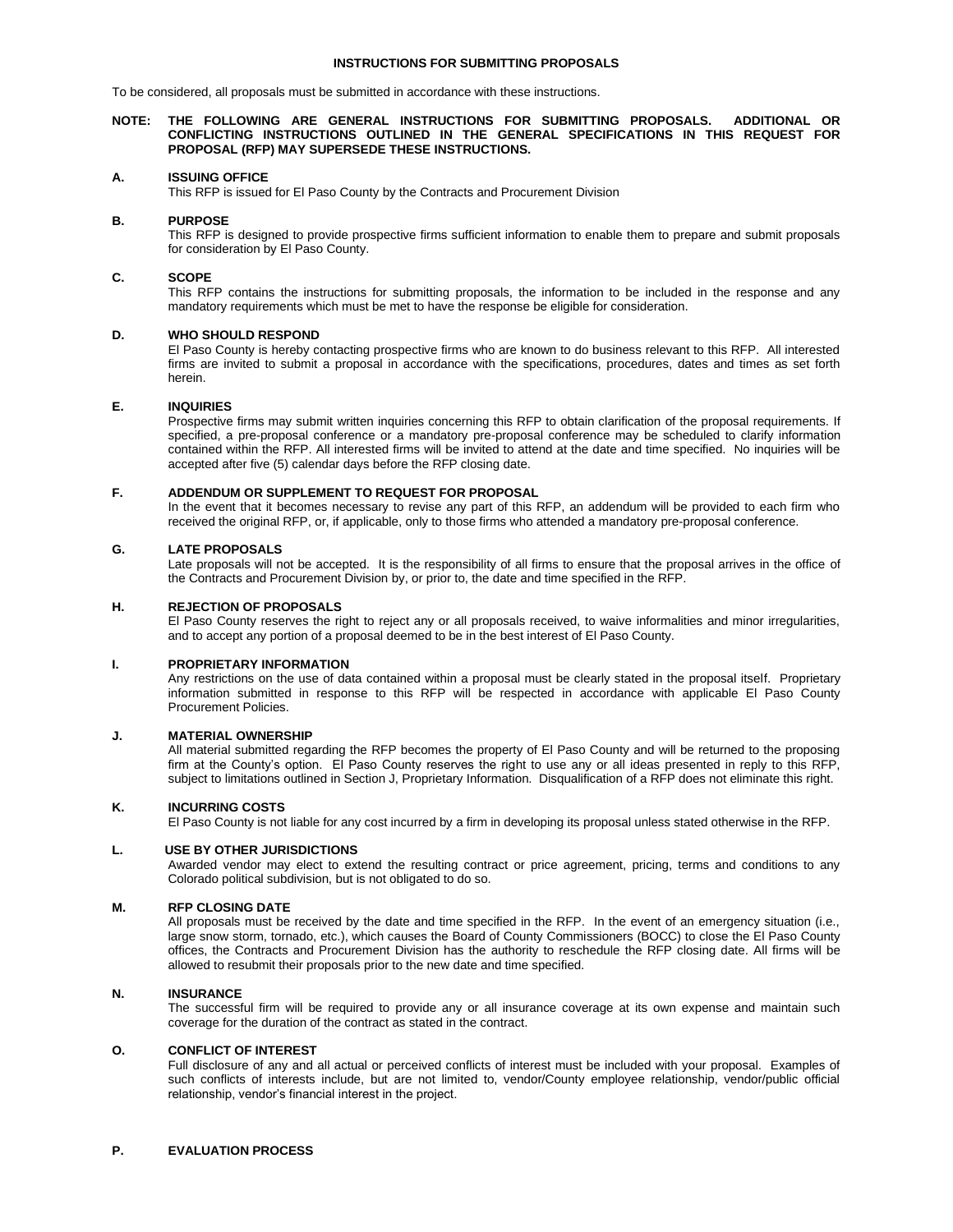# INSTRUCTIONS FOR SUBMITTING PROPOSALS

To be considered, all proposals must be submitted in accordance with these instructions.

**NOTE: THE FOLLOWING ARE GENERAL INSTRUCTIONS FOR SUBMITTING PROPOSALS. ADDITIONAL OR CONFLICTING INSTRUCTIONS OUTLINED IN THE GENERAL SPECIFICATIONS IN THIS REQUEST FOR PROPOSAL (RFP) MAY SUPERSEDE THESE INSTRUCTIONS.**

## A. ISSUING OFFICE

This RFP is issued for El Paso County by the Contracts and Procurement Division

## B. PURPOSE

This RFP is designed to provide prospective firms sufficient information to enable them to prepare and submit proposals for consideration by El Paso County.

## C. SCOPE

This RFP contains the instructions for submitting proposals, the information to be included in the response and any mandatory requirements which must be met to have the response be eligible for consideration.

## D. WHO SHOULD RESPOND

El Paso County is hereby contacting prospective firms who are known to do business relevant to this RFP. All interested firms are invited to submit a proposal in accordance with the specifications, procedures, dates and times as set forth herein.

## E. INQUIRIES

Prospective firms may submit written inquiries concerning this RFP to obtain clarification of the proposal requirements. If specified, a pre-proposal conference or a mandatory pre-proposal conference may be scheduled to clarify information contained within the RFP. All interested firms will be invited to attend at the date and time specified. No inquiries will be accepted after five (5) calendar days before the RFP closing date.

## F. ADDENDUM OR SUPPLEMENT TO REQUEST FOR PROPOSAL

In the event that it becomes necessary to revise any part of this RFP, an addendum will be provided to each firm who received the original RFP, or, if applicable, only to those firms who attended a mandatory pre-proposal conference.

## G. LATE PROPOSALS

Late proposals will not be accepted. It is the responsibility of all firms to ensure that the proposal arrives in the office of the Contracts and Procurement Division by, or prior to, the date and time specified in the RFP.

## H. REJECTION OF PROPOSALS

El Paso County reserves the right to reject any or all proposals received, to waive informalities and minor irregularities, and to accept any portion of a proposal deemed to be in the best interest of El Paso County.

## I. PROPRIETARY INFORMATION

Any restrictions on the use of data contained within a proposal must be clearly stated in the proposal itself. Proprietary information submitted in response to this RFP will be respected in accordance with applicable El Paso County Procurement Policies.

## J. MATERIAL OWNERSHIP

All material submitted regarding the RFP becomes the property of El Paso County and will be returned to the proposing firm at the County's option. El Paso County reserves the right to use any or all ideas presented in reply to this RFP, subject to limitations outlined in Section J, Proprietary Information. Disqualification of a RFP does not eliminate this right.

## K. INCURRING COSTS

El Paso County is not liable for any cost incurred by a firm in developing its proposal unless stated otherwise in the RFP.

## L. USE BY OTHER JURISDICTIONS

Awarded vendor may elect to extend the resulting contract or price agreement, pricing, terms and conditions to any Colorado political subdivision, but is not obligated to do so.

## M. RFP CLOSING DATE

All proposals must be received by the date and time specified in the RFP. In the event of an emergency situation (i.e., large snow storm, tornado, etc.), which causes the Board of County Commissioners (BOCC) to close the El Paso County offices, the Contracts and Procurement Division has the authority to reschedule the RFP closing date. All firms will be allowed to resubmit their proposals prior to the new date and time specified.

## N. INSURANCE

The successful firm will be required to provide any or all insurance coverage at its own expense and maintain such coverage for the duration of the contract as stated in the contract.

## O. CONFLICT OF INTEREST

Full disclosure of any and all actual or perceived conflicts of interest must be included with your proposal. Examples of such conflicts of interests include, but are not limited to, vendor/County employee relationship, vendor/public official relationship, vendor's financial interest in the project.

## P. EVALUATION PROCESS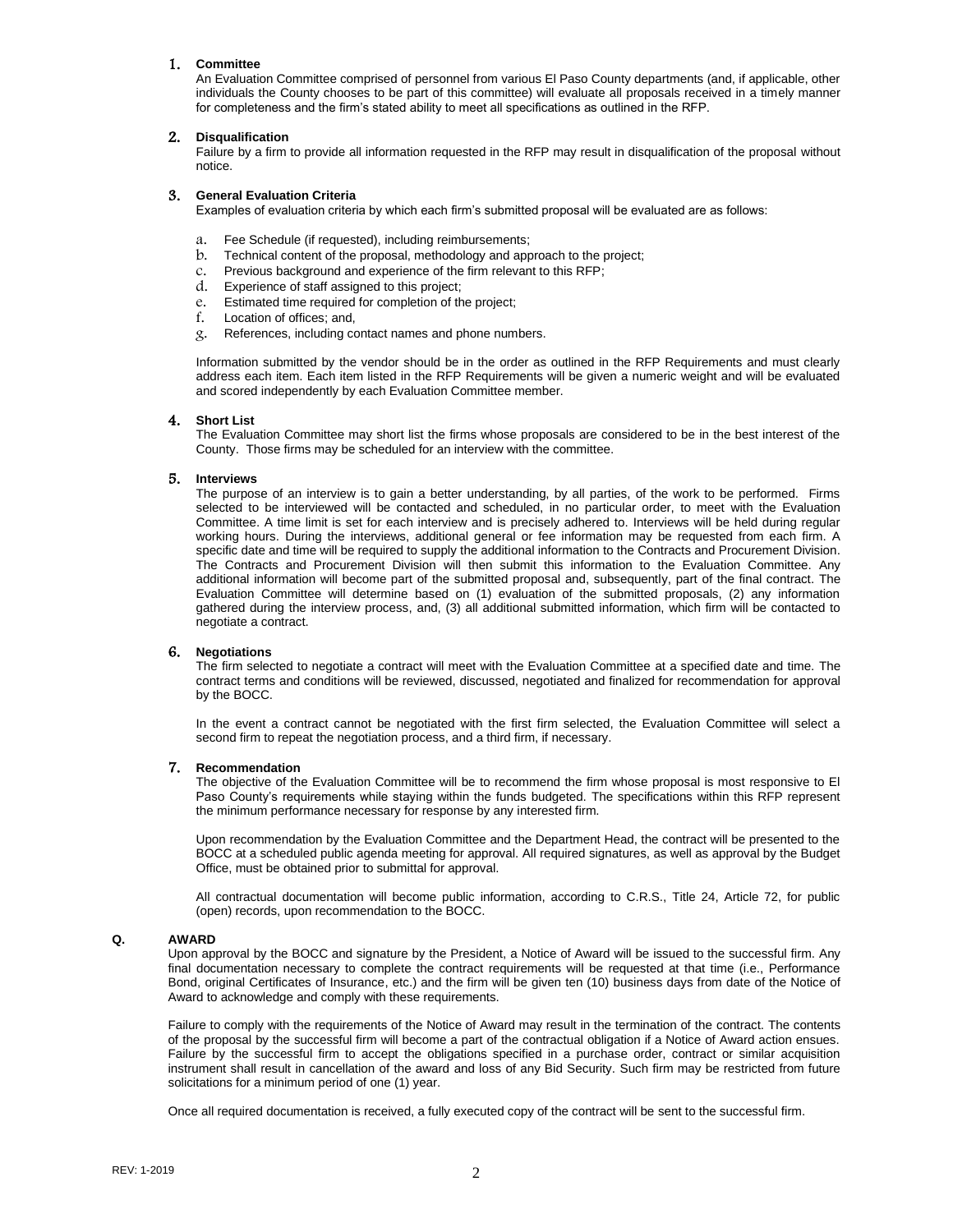1. **Committee**
   An Evaluation Committee comprised of personnel from various El Paso County departments (and, if applicable, other individuals the County chooses to be part of this committee) will evaluate all proposals received in a timely manner for completeness and the firm's stated ability to meet all specifications as outlined in the RFP.

2. **Disqualification**
   Failure by a firm to provide all information requested in the RFP may result in disqualification of the proposal without notice.

3. **General Evaluation Criteria**
   Examples of evaluation criteria by which each firm's submitted proposal will be evaluated are as follows:

   a. Fee Schedule (if requested), including reimbursements;
   b. Technical content of the proposal, methodology and approach to the project;
   c. Previous background and experience of the firm relevant to this RFP;
   d. Experience of staff assigned to this project;
   e. Estimated time required for completion of the project;
   f. Location of offices; and,
   g. References, including contact names and phone numbers.

   Information submitted by the vendor should be in the order as outlined in the RFP Requirements and must clearly address each item. Each item listed in the RFP Requirements will be given a numeric weight and will be evaluated and scored independently by each Evaluation Committee member.

4. **Short List**
   The Evaluation Committee may short list the firms whose proposals are considered to be in the best interest of the County. Those firms may be scheduled for an interview with the committee.

5. **Interviews**
   The purpose of an interview is to gain a better understanding, by all parties, of the work to be performed. Firms selected to be interviewed will be contacted and scheduled, in no particular order, to meet with the Evaluation Committee. A time limit is set for each interview and is precisely adhered to. Interviews will be held during regular working hours. During the interviews, additional general or fee information may be requested from each firm. A specific date and time will be required to supply the additional information to the Contracts and Procurement Division. The Contracts and Procurement Division will then submit this information to the Evaluation Committee. Any additional information will become part of the submitted proposal and, subsequently, part of the final contract. The Evaluation Committee will determine based on (1) evaluation of the submitted proposals, (2) any information gathered during the interview process, and, (3) all additional submitted information, which firm will be contacted to negotiate a contract.

6. **Negotiations**
   The firm selected to negotiate a contract will meet with the Evaluation Committee at a specified date and time. The contract terms and conditions will be reviewed, discussed, negotiated and finalized for recommendation for approval by the BOCC.

   In the event a contract cannot be negotiated with the first firm selected, the Evaluation Committee will select a second firm to repeat the negotiation process, and a third firm, if necessary.

7. **Recommendation**
   The objective of the Evaluation Committee will be to recommend the firm whose proposal is most responsive to El Paso County's requirements while staying within the funds budgeted. The specifications within this RFP represent the minimum performance necessary for response by any interested firm.

   Upon recommendation by the Evaluation Committee and the Department Head, the contract will be presented to the BOCC at a scheduled public agenda meeting for approval. All required signatures, as well as approval by the Budget Office, must be obtained prior to submittal for approval.

   All contractual documentation will become public information, according to C.R.S., Title 24, Article 72, for public (open) records, upon recommendation to the BOCC.

**Q. AWARD**

Upon approval by the BOCC and signature by the President, a Notice of Award will be issued to the successful firm. Any final documentation necessary to complete the contract requirements will be requested at that time (i.e., Performance Bond, original Certificates of Insurance, etc.) and the firm will be given ten (10) business days from date of the Notice of Award to acknowledge and comply with these requirements.

Failure to comply with the requirements of the Notice of Award may result in the termination of the contract. The contents of the proposal by the successful firm will become a part of the contractual obligation if a Notice of Award action ensues. Failure by the successful firm to accept the obligations specified in a purchase order, contract or similar acquisition instrument shall result in cancellation of the award and loss of any Bid Security. Such firm may be restricted from future solicitations for a minimum period of one (1) year.

Once all required documentation is received, a fully executed copy of the contract will be sent to the successful firm.

REV: 1-2019